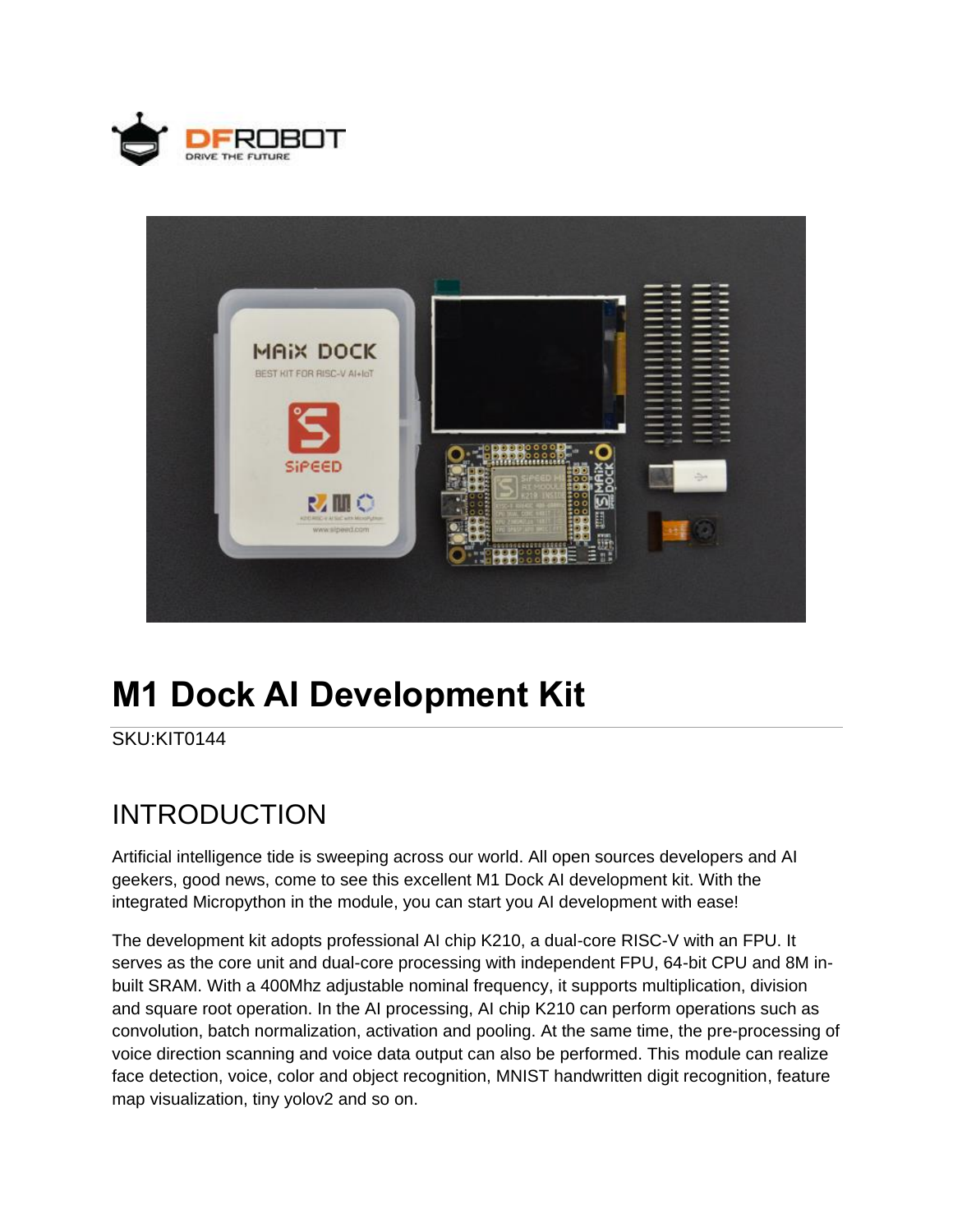# M1 Dock AI Development Kit

SKU:KIT0144

## INTRODUCTION

Artificial intelligence tide is sweeping across our world. All open sources developers and AI geekers, good news, come to see this excellent M1 Dock AI development kit. With the integrated Micropython in the module, you can start you AI development with ease!

The development kit adopts professional AI chip K210, a dual-core RISC-V with an FPU. It serves as the core unit and dual-core processing with independent FPU, 64-bit CPU and 8M in-built SRAM. With a 400Mhz adjustable nominal frequency, it supports multiplication, division and square root operation. In the AI processing, AI chip K210 can perform operations such as convolution, batch normalization, activation and pooling. At the same time, the pre-processing of voice direction scanning and voice data output can also be performed. This module can realize face detection, voice, color and object recognition, MNIST handwritten digit recognition, feature map visualization, tiny yolov2 and so on.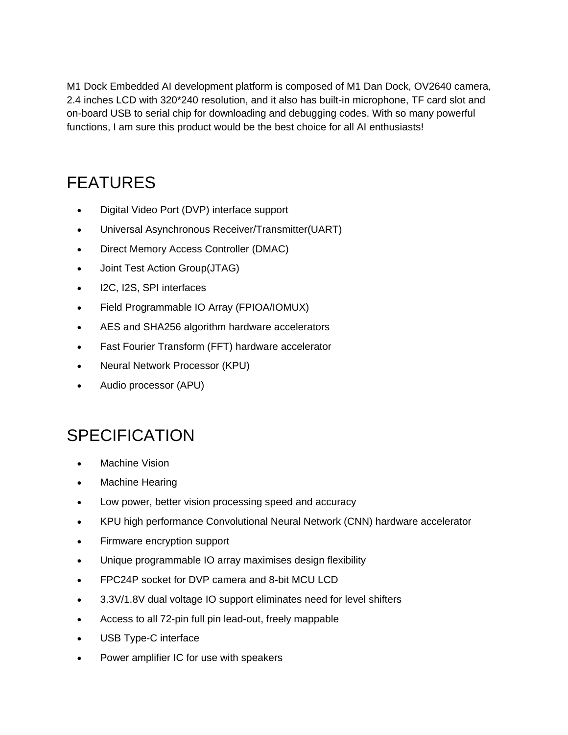M1 Dock Embedded AI development platform is composed of M1 Dan Dock, OV2640 camera, 2.4 inches LCD with 320*240 resolution, and it also has built-in microphone, TF card slot and on-board USB to serial chip for downloading and debugging codes. With so many powerful functions, I am sure this product would be the best choice for all AI enthusiasts!

## FEATURES

- Digital Video Port (DVP) interface support
- Universal Asynchronous Receiver/Transmitter(UART)
- Direct Memory Access Controller (DMAC)
- Joint Test Action Group(JTAG)
- I2C, I2S, SPI interfaces
- Field Programmable IO Array (FPIOA/IOMUX)
- AES and SHA256 algorithm hardware accelerators
- Fast Fourier Transform (FFT) hardware accelerator
- Neural Network Processor (KPU)
- Audio processor (APU)

## SPECIFICATION

- Machine Vision
- Machine Hearing
- Low power, better vision processing speed and accuracy
- KPU high performance Convolutional Neural Network (CNN) hardware accelerator
- Firmware encryption support
- Unique programmable IO array maximises design flexibility
- FPC24P socket for DVP camera and 8-bit MCU LCD
- 3.3V/1.8V dual voltage IO support eliminates need for level shifters
- Access to all 72-pin full pin lead-out, freely mappable
- USB Type-C interface
- Power amplifier IC for use with speakers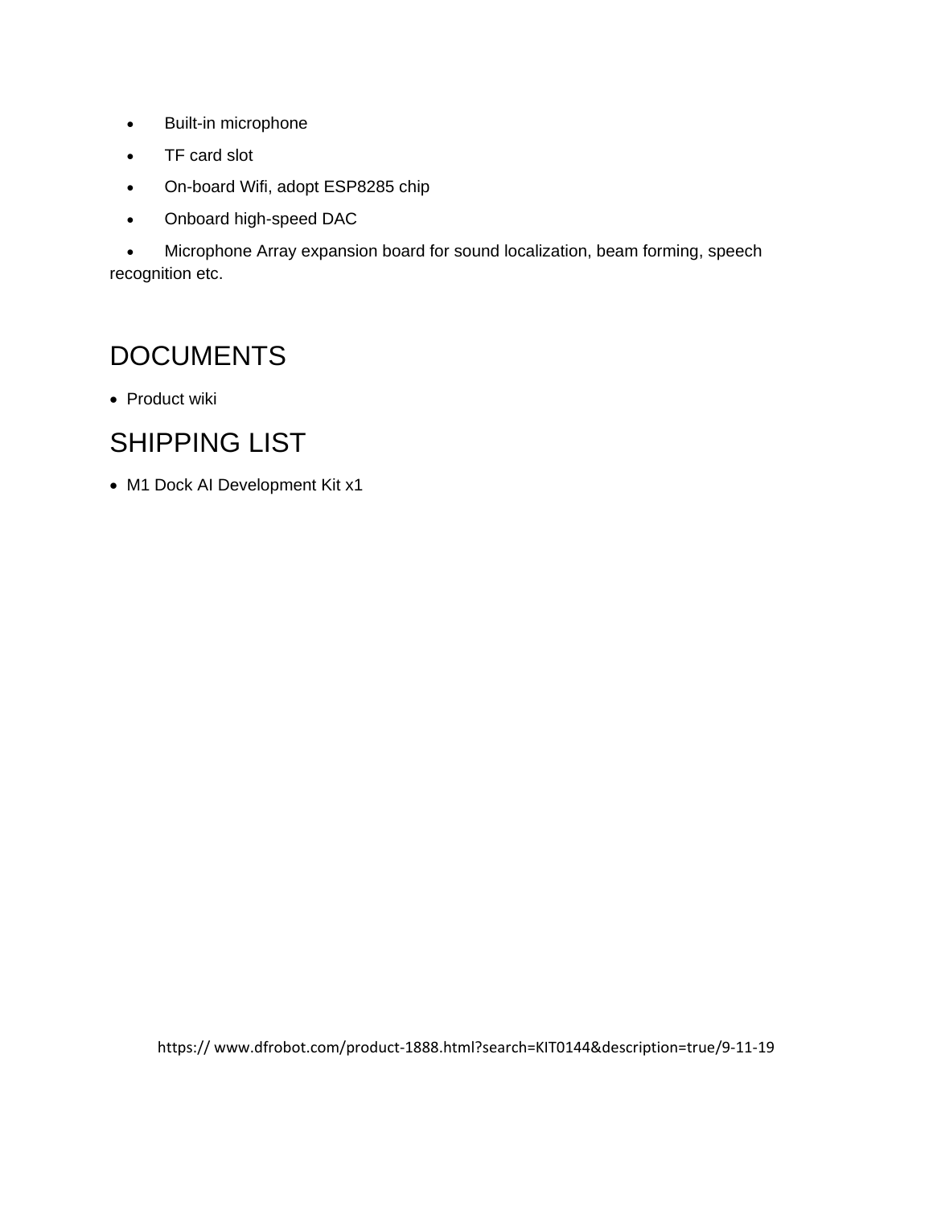- Built-in microphone
- TF card slot
- On-board Wifi, adopt ESP8285 chip
- Onboard high-speed DAC
- Microphone Array expansion board for sound localization, beam forming, speech recognition etc.

## DOCUMENTS

- Product wiki

## SHIPPING LIST

- M1 Dock AI Development Kit x1